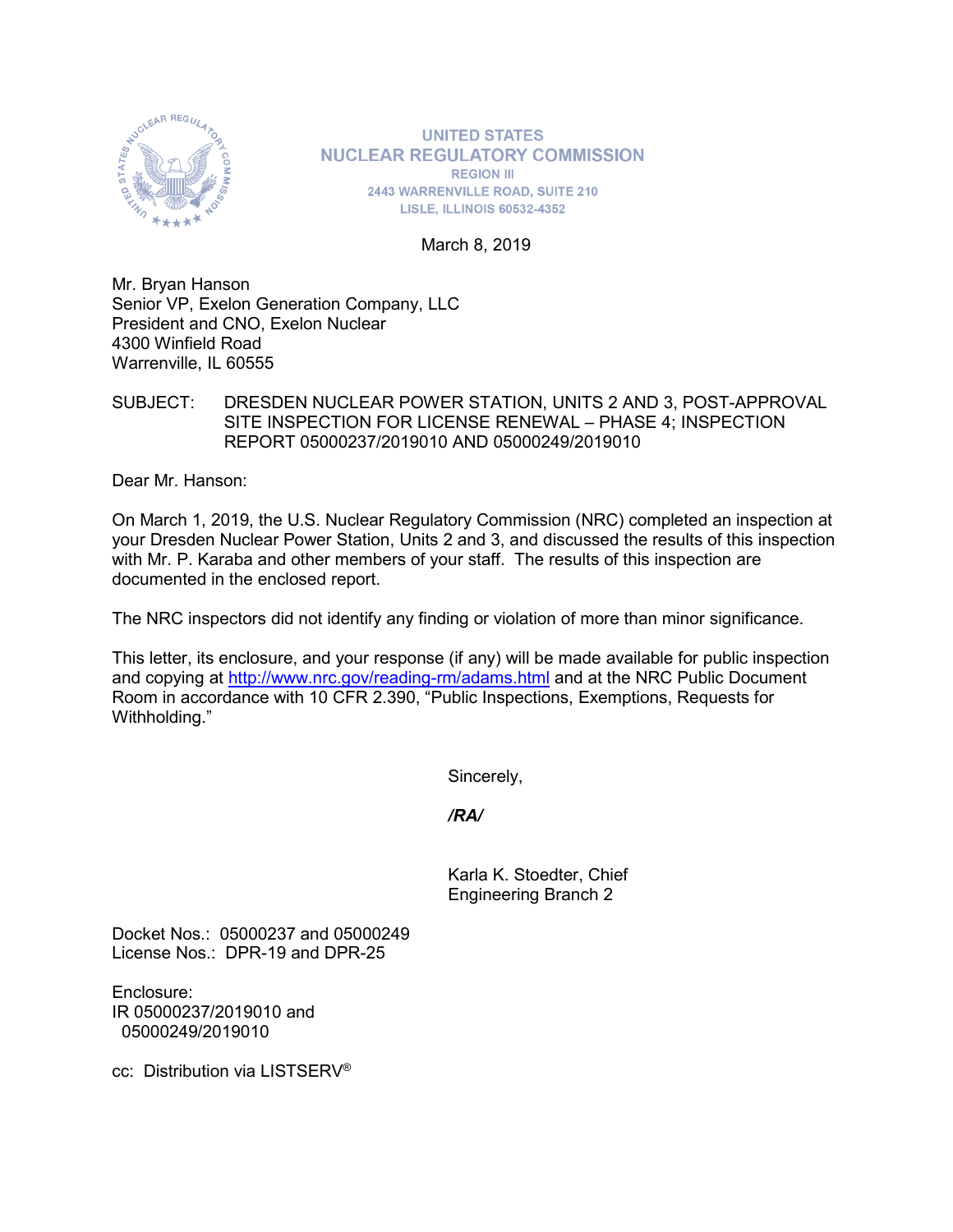UNITED STATES
NUCLEAR REGULATORY COMMISSION
REGION III
2443 WARRENVILLE ROAD, SUITE 210
LISLE, ILLINOIS 60532-4352

March 8, 2019

Mr. Bryan Hanson
Senior VP, Exelon Generation Company, LLC
President and CNO, Exelon Nuclear
4300 Winfield Road
Warrenville, IL 60555

SUBJECT: DRESDEN NUCLEAR POWER STATION, UNITS 2 AND 3, POST-APPROVAL SITE INSPECTION FOR LICENSE RENEWAL – PHASE 4; INSPECTION REPORT 05000237/2019010 AND 05000249/2019010

Dear Mr. Hanson:

On March 1, 2019, the U.S. Nuclear Regulatory Commission (NRC) completed an inspection at your Dresden Nuclear Power Station, Units 2 and 3, and discussed the results of this inspection with Mr. P. Karaba and other members of your staff. The results of this inspection are documented in the enclosed report.

The NRC inspectors did not identify any finding or violation of more than minor significance.

This letter, its enclosure, and your response (if any) will be made available for public inspection and copying at http://www.nrc.gov/reading-rm/adams.html and at the NRC Public Document Room in accordance with 10 CFR 2.390, "Public Inspections, Exemptions, Requests for Withholding."

Sincerely,

*/RA/*

Karla K. Stoedter, Chief
Engineering Branch 2

Docket Nos.: 05000237 and 05000249
License Nos.: DPR-19 and DPR-25

Enclosure:
IR 05000237/2019010 and
05000249/2019010

cc: Distribution via LISTSERV®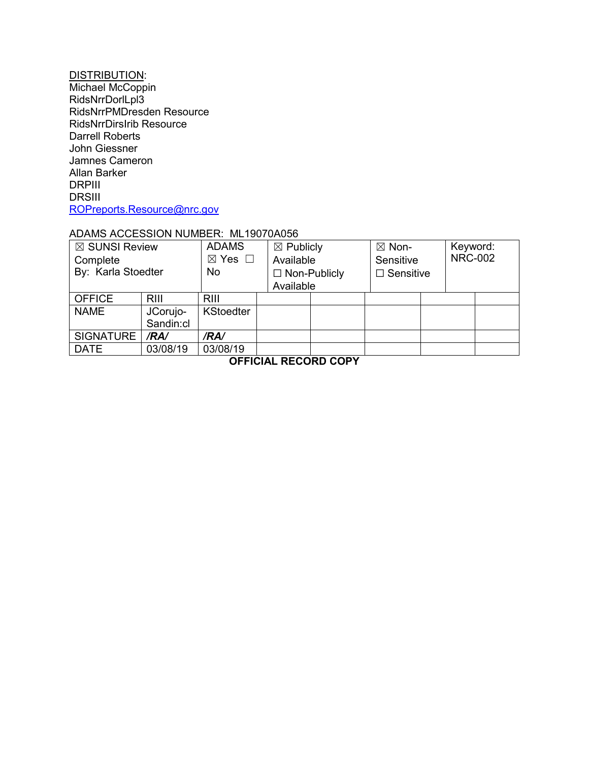DISTRIBUTION:
Michael McCoppin
RidsNrrDorlLpl3
RidsNrrPMDresden Resource
RidsNrrDirsIrib Resource
Darrell Roberts
John Giessner
Jamnes Cameron
Allan Barker
DRPIII
DRSIII
ROPreports.Resource@nrc.gov

ADAMS ACCESSION NUMBER: ML19070A056

| ☒ SUNSI Review Complete By: Karla Stoedter | ADAMS ☒ Yes ☐ No | ☒ Publicly Available ☐ Non-Publicly Available | ☒ Non-Sensitive ☐ Sensitive | Keyword: NRC-002 |
|---|---|---|---|---|

| OFFICE | RIII | RIII | | | | | |
|---|---|---|---|---|---|---|---|
| NAME | JCorujo-Sandin:cl | KStoedter | | | | | |
| SIGNATURE | */RA/* | */RA/* | | | | | |
| DATE | 03/08/19 | 03/08/19 | | | | | |

**OFFICIAL RECORD COPY**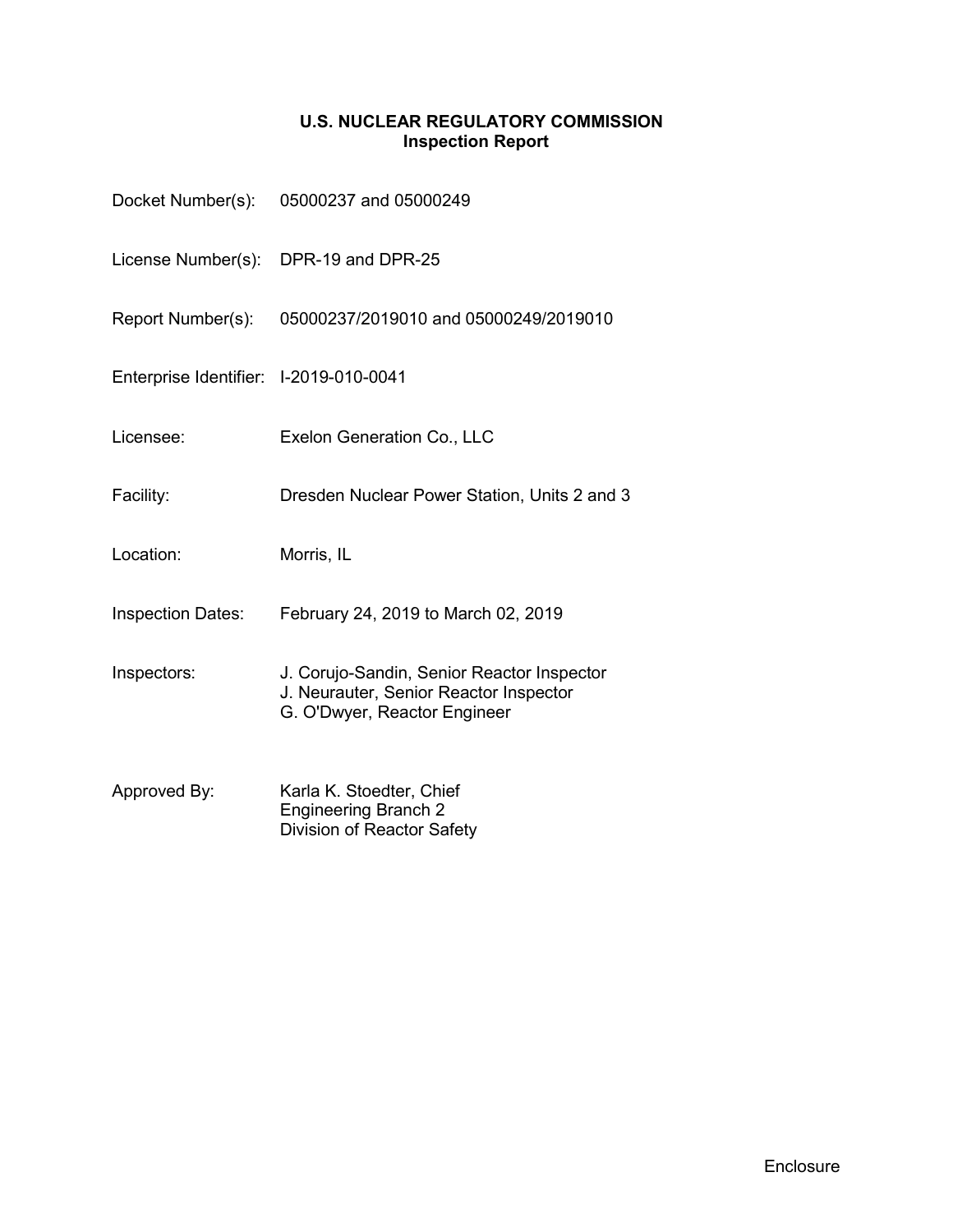# U.S. NUCLEAR REGULATORY COMMISSION
## Inspection Report

| | |
|---|---|
| Docket Number(s): | 05000237 and 05000249 |
| License Number(s): | DPR-19 and DPR-25 |
| Report Number(s): | 05000237/2019010 and 05000249/2019010 |
| Enterprise Identifier: | I-2019-010-0041 |
| Licensee: | Exelon Generation Co., LLC |
| Facility: | Dresden Nuclear Power Station, Units 2 and 3 |
| Location: | Morris, IL |
| Inspection Dates: | February 24, 2019 to March 02, 2019 |
| Inspectors: | J. Corujo-Sandin, Senior Reactor Inspector<br>J. Neurauter, Senior Reactor Inspector<br>G. O'Dwyer, Reactor Engineer |
| Approved By: | Karla K. Stoedter, Chief<br>Engineering Branch 2<br>Division of Reactor Safety |

Enclosure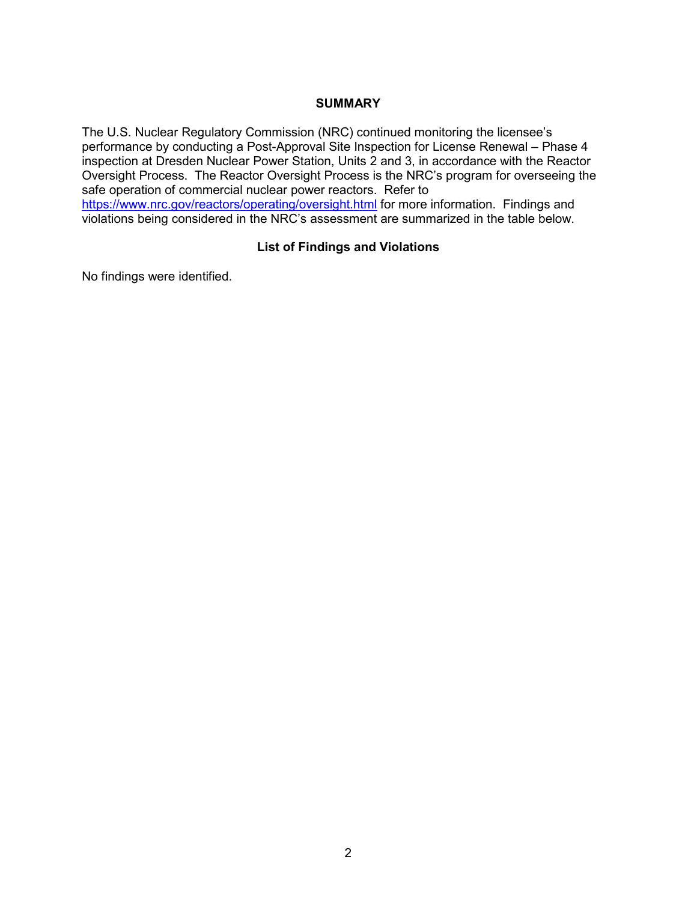## SUMMARY

The U.S. Nuclear Regulatory Commission (NRC) continued monitoring the licensee's performance by conducting a Post-Approval Site Inspection for License Renewal – Phase 4 inspection at Dresden Nuclear Power Station, Units 2 and 3, in accordance with the Reactor Oversight Process. The Reactor Oversight Process is the NRC's program for overseeing the safe operation of commercial nuclear power reactors. Refer to https://www.nrc.gov/reactors/operating/oversight.html for more information. Findings and violations being considered in the NRC's assessment are summarized in the table below.

### List of Findings and Violations

No findings were identified.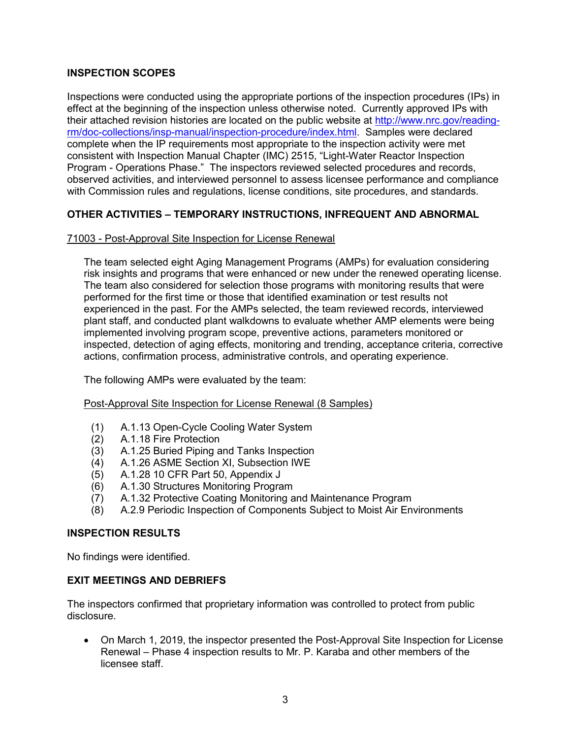## INSPECTION SCOPES

Inspections were conducted using the appropriate portions of the inspection procedures (IPs) in effect at the beginning of the inspection unless otherwise noted. Currently approved IPs with their attached revision histories are located on the public website at http://www.nrc.gov/reading-rm/doc-collections/insp-manual/inspection-procedure/index.html. Samples were declared complete when the IP requirements most appropriate to the inspection activity were met consistent with Inspection Manual Chapter (IMC) 2515, "Light-Water Reactor Inspection Program - Operations Phase." The inspectors reviewed selected procedures and records, observed activities, and interviewed personnel to assess licensee performance and compliance with Commission rules and regulations, license conditions, site procedures, and standards.

## OTHER ACTIVITIES – TEMPORARY INSTRUCTIONS, INFREQUENT AND ABNORMAL

71003 - Post-Approval Site Inspection for License Renewal

The team selected eight Aging Management Programs (AMPs) for evaluation considering risk insights and programs that were enhanced or new under the renewed operating license. The team also considered for selection those programs with monitoring results that were performed for the first time or those that identified examination or test results not experienced in the past. For the AMPs selected, the team reviewed records, interviewed plant staff, and conducted plant walkdowns to evaluate whether AMP elements were being implemented involving program scope, preventive actions, parameters monitored or inspected, detection of aging effects, monitoring and trending, acceptance criteria, corrective actions, confirmation process, administrative controls, and operating experience.

The following AMPs were evaluated by the team:

Post-Approval Site Inspection for License Renewal (8 Samples)

(1) A.1.13 Open-Cycle Cooling Water System
(2) A.1.18 Fire Protection
(3) A.1.25 Buried Piping and Tanks Inspection
(4) A.1.26 ASME Section XI, Subsection IWE
(5) A.1.28 10 CFR Part 50, Appendix J
(6) A.1.30 Structures Monitoring Program
(7) A.1.32 Protective Coating Monitoring and Maintenance Program
(8) A.2.9 Periodic Inspection of Components Subject to Moist Air Environments

## INSPECTION RESULTS

No findings were identified.

## EXIT MEETINGS AND DEBRIEFS

The inspectors confirmed that proprietary information was controlled to protect from public disclosure.

- On March 1, 2019, the inspector presented the Post-Approval Site Inspection for License Renewal – Phase 4 inspection results to Mr. P. Karaba and other members of the licensee staff.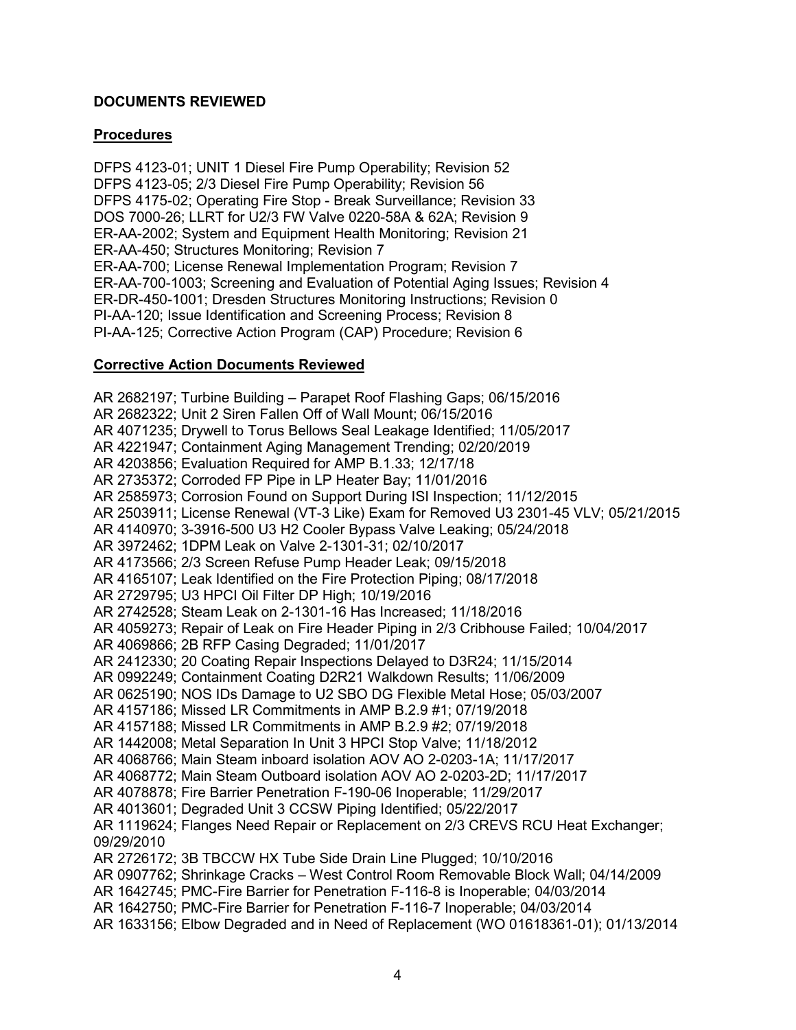## DOCUMENTS REVIEWED

### Procedures

DFPS 4123-01; UNIT 1 Diesel Fire Pump Operability; Revision 52
DFPS 4123-05; 2/3 Diesel Fire Pump Operability; Revision 56
DFPS 4175-02; Operating Fire Stop - Break Surveillance; Revision 33
DOS 7000-26; LLRT for U2/3 FW Valve 0220-58A & 62A; Revision 9
ER-AA-2002; System and Equipment Health Monitoring; Revision 21
ER-AA-450; Structures Monitoring; Revision 7
ER-AA-700; License Renewal Implementation Program; Revision 7
ER-AA-700-1003; Screening and Evaluation of Potential Aging Issues; Revision 4
ER-DR-450-1001; Dresden Structures Monitoring Instructions; Revision 0
PI-AA-120; Issue Identification and Screening Process; Revision 8
PI-AA-125; Corrective Action Program (CAP) Procedure; Revision 6

### Corrective Action Documents Reviewed

AR 2682197; Turbine Building – Parapet Roof Flashing Gaps; 06/15/2016
AR 2682322; Unit 2 Siren Fallen Off of Wall Mount; 06/15/2016
AR 4071235; Drywell to Torus Bellows Seal Leakage Identified; 11/05/2017
AR 4221947; Containment Aging Management Trending; 02/20/2019
AR 4203856; Evaluation Required for AMP B.1.33; 12/17/18
AR 2735372; Corroded FP Pipe in LP Heater Bay; 11/01/2016
AR 2585973; Corrosion Found on Support During ISI Inspection; 11/12/2015
AR 2503911; License Renewal (VT-3 Like) Exam for Removed U3 2301-45 VLV; 05/21/2015
AR 4140970; 3-3916-500 U3 H2 Cooler Bypass Valve Leaking; 05/24/2018
AR 3972462; 1DPM Leak on Valve 2-1301-31; 02/10/2017
AR 4173566; 2/3 Screen Refuse Pump Header Leak; 09/15/2018
AR 4165107; Leak Identified on the Fire Protection Piping; 08/17/2018
AR 2729795; U3 HPCI Oil Filter DP High; 10/19/2016
AR 2742528; Steam Leak on 2-1301-16 Has Increased; 11/18/2016
AR 4059273; Repair of Leak on Fire Header Piping in 2/3 Cribhouse Failed; 10/04/2017
AR 4069866; 2B RFP Casing Degraded; 11/01/2017
AR 2412330; 20 Coating Repair Inspections Delayed to D3R24; 11/15/2014
AR 0992249; Containment Coating D2R21 Walkdown Results; 11/06/2009
AR 0625190; NOS IDs Damage to U2 SBO DG Flexible Metal Hose; 05/03/2007
AR 4157186; Missed LR Commitments in AMP B.2.9 #1; 07/19/2018
AR 4157188; Missed LR Commitments in AMP B.2.9 #2; 07/19/2018
AR 1442008; Metal Separation In Unit 3 HPCI Stop Valve; 11/18/2012
AR 4068766; Main Steam inboard isolation AOV AO 2-0203-1A; 11/17/2017
AR 4068772; Main Steam Outboard isolation AOV AO 2-0203-2D; 11/17/2017
AR 4078878; Fire Barrier Penetration F-190-06 Inoperable; 11/29/2017
AR 4013601; Degraded Unit 3 CCSW Piping Identified; 05/22/2017
AR 1119624; Flanges Need Repair or Replacement on 2/3 CREVS RCU Heat Exchanger; 09/29/2010
AR 2726172; 3B TBCCW HX Tube Side Drain Line Plugged; 10/10/2016
AR 0907762; Shrinkage Cracks – West Control Room Removable Block Wall; 04/14/2009
AR 1642745; PMC-Fire Barrier for Penetration F-116-8 is Inoperable; 04/03/2014
AR 1642750; PMC-Fire Barrier for Penetration F-116-7 Inoperable; 04/03/2014
AR 1633156; Elbow Degraded and in Need of Replacement (WO 01618361-01); 01/13/2014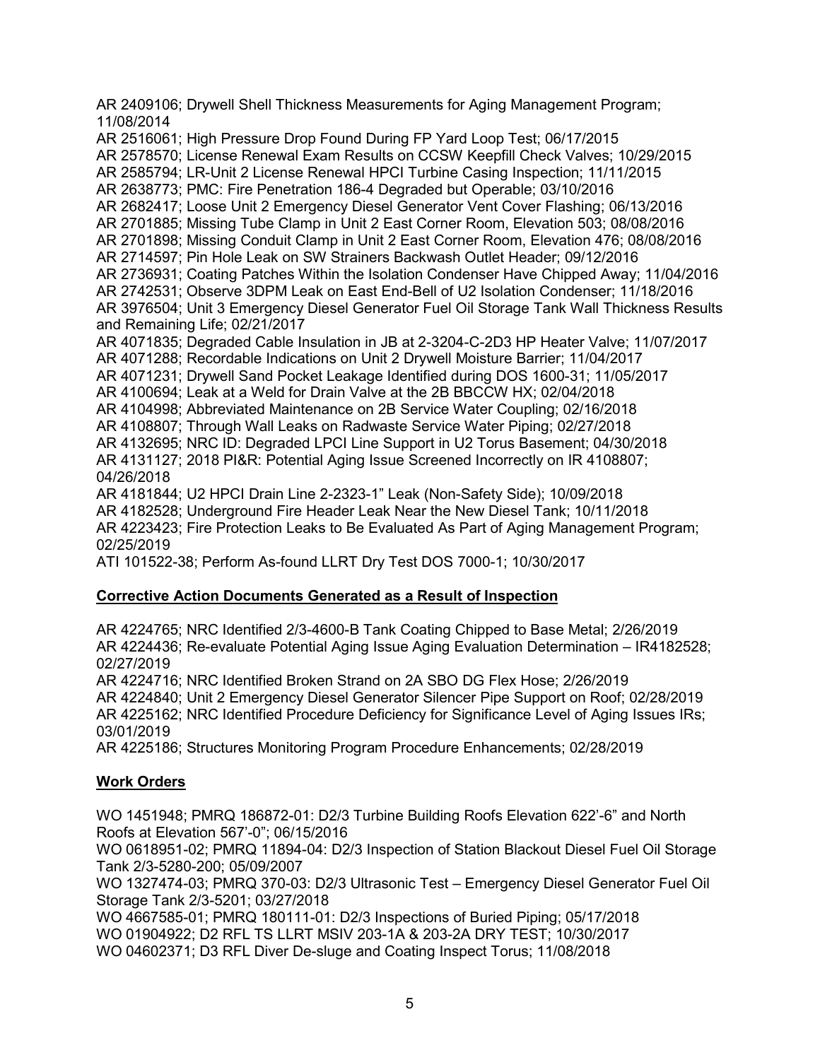AR 2409106; Drywell Shell Thickness Measurements for Aging Management Program; 11/08/2014

AR 2516061; High Pressure Drop Found During FP Yard Loop Test; 06/17/2015

AR 2578570; License Renewal Exam Results on CCSW Keepfill Check Valves; 10/29/2015

AR 2585794; LR-Unit 2 License Renewal HPCI Turbine Casing Inspection; 11/11/2015

AR 2638773; PMC: Fire Penetration 186-4 Degraded but Operable; 03/10/2016

AR 2682417; Loose Unit 2 Emergency Diesel Generator Vent Cover Flashing; 06/13/2016

AR 2701885; Missing Tube Clamp in Unit 2 East Corner Room, Elevation 503; 08/08/2016

AR 2701898; Missing Conduit Clamp in Unit 2 East Corner Room, Elevation 476; 08/08/2016

AR 2714597; Pin Hole Leak on SW Strainers Backwash Outlet Header; 09/12/2016

AR 2736931; Coating Patches Within the Isolation Condenser Have Chipped Away; 11/04/2016

AR 2742531; Observe 3DPM Leak on East End-Bell of U2 Isolation Condenser; 11/18/2016

AR 3976504; Unit 3 Emergency Diesel Generator Fuel Oil Storage Tank Wall Thickness Results and Remaining Life; 02/21/2017

AR 4071835; Degraded Cable Insulation in JB at 2-3204-C-2D3 HP Heater Valve; 11/07/2017

AR 4071288; Recordable Indications on Unit 2 Drywell Moisture Barrier; 11/04/2017

AR 4071231; Drywell Sand Pocket Leakage Identified during DOS 1600-31; 11/05/2017

AR 4100694; Leak at a Weld for Drain Valve at the 2B BBCCW HX; 02/04/2018

AR 4104998; Abbreviated Maintenance on 2B Service Water Coupling; 02/16/2018

AR 4108807; Through Wall Leaks on Radwaste Service Water Piping; 02/27/2018

AR 4132695; NRC ID: Degraded LPCI Line Support in U2 Torus Basement; 04/30/2018

AR 4131127; 2018 PI&R: Potential Aging Issue Screened Incorrectly on IR 4108807; 04/26/2018

AR 4181844; U2 HPCI Drain Line 2-2323-1" Leak (Non-Safety Side); 10/09/2018

AR 4182528; Underground Fire Header Leak Near the New Diesel Tank; 10/11/2018

AR 4223423; Fire Protection Leaks to Be Evaluated As Part of Aging Management Program; 02/25/2019

ATI 101522-38; Perform As-found LLRT Dry Test DOS 7000-1; 10/30/2017

**Corrective Action Documents Generated as a Result of Inspection**

AR 4224765; NRC Identified 2/3-4600-B Tank Coating Chipped to Base Metal; 2/26/2019

AR 4224436; Re-evaluate Potential Aging Issue Aging Evaluation Determination – IR4182528; 02/27/2019

AR 4224716; NRC Identified Broken Strand on 2A SBO DG Flex Hose; 2/26/2019

AR 4224840; Unit 2 Emergency Diesel Generator Silencer Pipe Support on Roof; 02/28/2019

AR 4225162; NRC Identified Procedure Deficiency for Significance Level of Aging Issues IRs; 03/01/2019

AR 4225186; Structures Monitoring Program Procedure Enhancements; 02/28/2019

**Work Orders**

WO 1451948; PMRQ 186872-01: D2/3 Turbine Building Roofs Elevation 622'-6" and North Roofs at Elevation 567'-0"; 06/15/2016

WO 0618951-02; PMRQ 11894-04: D2/3 Inspection of Station Blackout Diesel Fuel Oil Storage Tank 2/3-5280-200; 05/09/2007

WO 1327474-03; PMRQ 370-03: D2/3 Ultrasonic Test – Emergency Diesel Generator Fuel Oil Storage Tank 2/3-5201; 03/27/2018

WO 4667585-01; PMRQ 180111-01: D2/3 Inspections of Buried Piping; 05/17/2018

WO 01904922; D2 RFL TS LLRT MSIV 203-1A & 203-2A DRY TEST; 10/30/2017

WO 04602371; D3 RFL Diver De-sluge and Coating Inspect Torus; 11/08/2018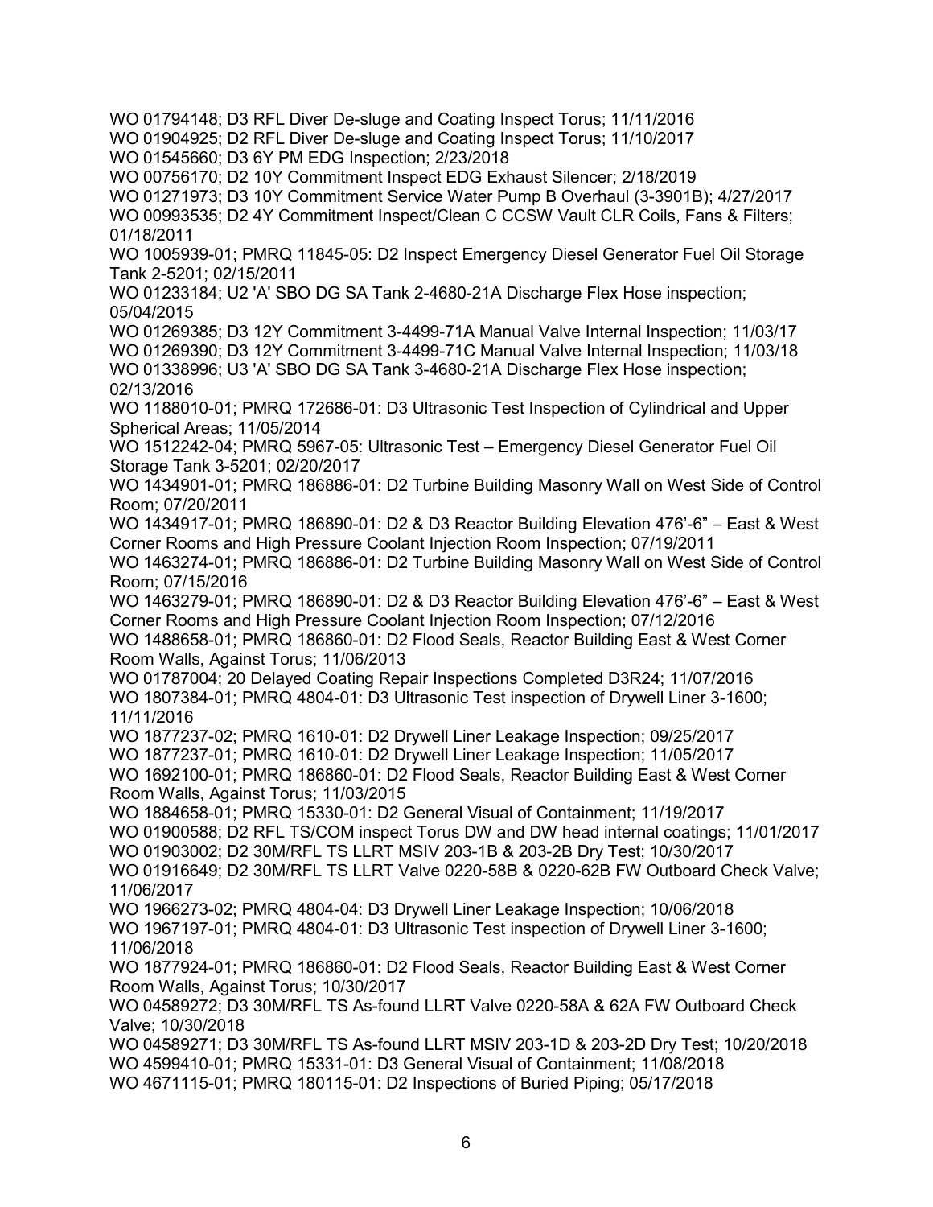WO 01794148; D3 RFL Diver De-sluge and Coating Inspect Torus; 11/11/2016
WO 01904925; D2 RFL Diver De-sluge and Coating Inspect Torus; 11/10/2017
WO 01545660; D3 6Y PM EDG Inspection; 2/23/2018
WO 00756170; D2 10Y Commitment Inspect EDG Exhaust Silencer; 2/18/2019
WO 01271973; D3 10Y Commitment Service Water Pump B Overhaul (3-3901B); 4/27/2017
WO 00993535; D2 4Y Commitment Inspect/Clean C CCSW Vault CLR Coils, Fans & Filters; 01/18/2011
WO 1005939-01; PMRQ 11845-05: D2 Inspect Emergency Diesel Generator Fuel Oil Storage Tank 2-5201; 02/15/2011
WO 01233184; U2 'A' SBO DG SA Tank 2-4680-21A Discharge Flex Hose inspection; 05/04/2015
WO 01269385; D3 12Y Commitment 3-4499-71A Manual Valve Internal Inspection; 11/03/17
WO 01269390; D3 12Y Commitment 3-4499-71C Manual Valve Internal Inspection; 11/03/18
WO 01338996; U3 'A' SBO DG SA Tank 3-4680-21A Discharge Flex Hose inspection; 02/13/2016
WO 1188010-01; PMRQ 172686-01: D3 Ultrasonic Test Inspection of Cylindrical and Upper Spherical Areas; 11/05/2014
WO 1512242-04; PMRQ 5967-05: Ultrasonic Test – Emergency Diesel Generator Fuel Oil Storage Tank 3-5201; 02/20/2017
WO 1434901-01; PMRQ 186886-01: D2 Turbine Building Masonry Wall on West Side of Control Room; 07/20/2011
WO 1434917-01; PMRQ 186890-01: D2 & D3 Reactor Building Elevation 476'-6" – East & West Corner Rooms and High Pressure Coolant Injection Room Inspection; 07/19/2011
WO 1463274-01; PMRQ 186886-01: D2 Turbine Building Masonry Wall on West Side of Control Room; 07/15/2016
WO 1463279-01; PMRQ 186890-01: D2 & D3 Reactor Building Elevation 476'-6" – East & West Corner Rooms and High Pressure Coolant Injection Room Inspection; 07/12/2016
WO 1488658-01; PMRQ 186860-01: D2 Flood Seals, Reactor Building East & West Corner Room Walls, Against Torus; 11/06/2013
WO 01787004; 20 Delayed Coating Repair Inspections Completed D3R24; 11/07/2016
WO 1807384-01; PMRQ 4804-01: D3 Ultrasonic Test inspection of Drywell Liner 3-1600; 11/11/2016
WO 1877237-02; PMRQ 1610-01: D2 Drywell Liner Leakage Inspection; 09/25/2017
WO 1877237-01; PMRQ 1610-01: D2 Drywell Liner Leakage Inspection; 11/05/2017
WO 1692100-01; PMRQ 186860-01: D2 Flood Seals, Reactor Building East & West Corner Room Walls, Against Torus; 11/03/2015
WO 1884658-01; PMRQ 15330-01: D2 General Visual of Containment; 11/19/2017
WO 01900588; D2 RFL TS/COM inspect Torus DW and DW head internal coatings; 11/01/2017
WO 01903002; D2 30M/RFL TS LLRT MSIV 203-1B & 203-2B Dry Test; 10/30/2017
WO 01916649; D2 30M/RFL TS LLRT Valve 0220-58B & 0220-62B FW Outboard Check Valve; 11/06/2017
WO 1966273-02; PMRQ 4804-04: D3 Drywell Liner Leakage Inspection; 10/06/2018
WO 1967197-01; PMRQ 4804-01: D3 Ultrasonic Test inspection of Drywell Liner 3-1600; 11/06/2018
WO 1877924-01; PMRQ 186860-01: D2 Flood Seals, Reactor Building East & West Corner Room Walls, Against Torus; 10/30/2017
WO 04589272; D3 30M/RFL TS As-found LLRT Valve 0220-58A & 62A FW Outboard Check Valve; 10/30/2018
WO 04589271; D3 30M/RFL TS As-found LLRT MSIV 203-1D & 203-2D Dry Test; 10/20/2018
WO 4599410-01; PMRQ 15331-01: D3 General Visual of Containment; 11/08/2018
WO 4671115-01; PMRQ 180115-01: D2 Inspections of Buried Piping; 05/17/2018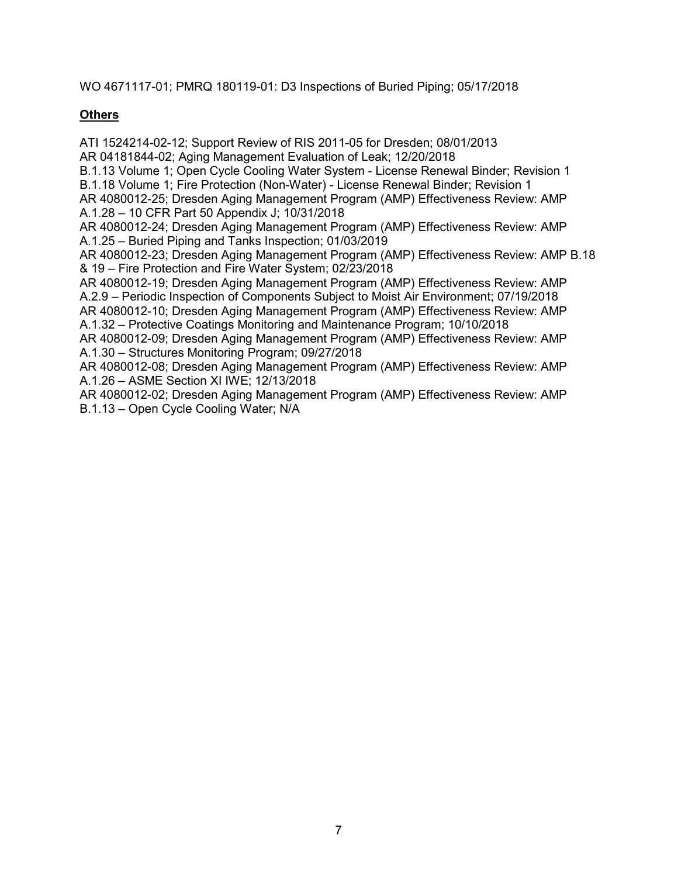WO 4671117-01; PMRQ 180119-01: D3 Inspections of Buried Piping; 05/17/2018

**Others**

ATI 1524214-02-12; Support Review of RIS 2011-05 for Dresden; 08/01/2013
AR 04181844-02; Aging Management Evaluation of Leak; 12/20/2018
B.1.13 Volume 1; Open Cycle Cooling Water System - License Renewal Binder; Revision 1
B.1.18 Volume 1; Fire Protection (Non-Water) - License Renewal Binder; Revision 1
AR 4080012-25; Dresden Aging Management Program (AMP) Effectiveness Review: AMP A.1.28 – 10 CFR Part 50 Appendix J; 10/31/2018
AR 4080012-24; Dresden Aging Management Program (AMP) Effectiveness Review: AMP A.1.25 – Buried Piping and Tanks Inspection; 01/03/2019
AR 4080012-23; Dresden Aging Management Program (AMP) Effectiveness Review: AMP B.18 & 19 – Fire Protection and Fire Water System; 02/23/2018
AR 4080012-19; Dresden Aging Management Program (AMP) Effectiveness Review: AMP A.2.9 – Periodic Inspection of Components Subject to Moist Air Environment; 07/19/2018
AR 4080012-10; Dresden Aging Management Program (AMP) Effectiveness Review: AMP A.1.32 – Protective Coatings Monitoring and Maintenance Program; 10/10/2018
AR 4080012-09; Dresden Aging Management Program (AMP) Effectiveness Review: AMP A.1.30 – Structures Monitoring Program; 09/27/2018
AR 4080012-08; Dresden Aging Management Program (AMP) Effectiveness Review: AMP A.1.26 – ASME Section XI IWE; 12/13/2018
AR 4080012-02; Dresden Aging Management Program (AMP) Effectiveness Review: AMP B.1.13 – Open Cycle Cooling Water; N/A